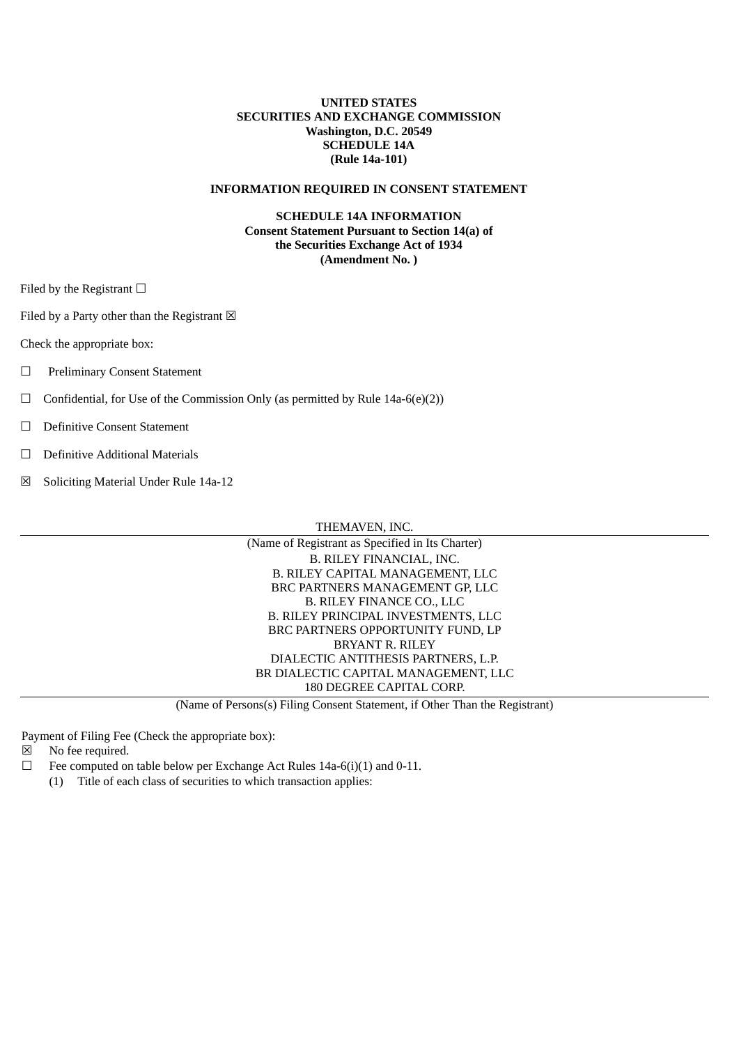**UNITED STATES**
**SECURITIES AND EXCHANGE COMMISSION**
**Washington, D.C. 20549**
**SCHEDULE 14A**
**(Rule 14a-101)**

**INFORMATION REQUIRED IN CONSENT STATEMENT**

**SCHEDULE 14A INFORMATION**
**Consent Statement Pursuant to Section 14(a) of the Securities Exchange Act of 1934**
**(Amendment No. )**

Filed by the Registrant ☐

Filed by a Party other than the Registrant ☒

Check the appropriate box:

☐ Preliminary Consent Statement

☐ Confidential, for Use of the Commission Only (as permitted by Rule 14a-6(e)(2))

☐ Definitive Consent Statement

☐ Definitive Additional Materials

☒ Soliciting Material Under Rule 14a-12

THEMAVEN, INC.

(Name of Registrant as Specified in Its Charter)

B. RILEY FINANCIAL, INC.
B. RILEY CAPITAL MANAGEMENT, LLC
BRC PARTNERS MANAGEMENT GP, LLC
B. RILEY FINANCE CO., LLC
B. RILEY PRINCIPAL INVESTMENTS, LLC
BRC PARTNERS OPPORTUNITY FUND, LP
BRYANT R. RILEY
DIALECTIC ANTITHESIS PARTNERS, L.P.
BR DIALECTIC CAPITAL MANAGEMENT, LLC
180 DEGREE CAPITAL CORP.

(Name of Persons(s) Filing Consent Statement, if Other Than the Registrant)

Payment of Filing Fee (Check the appropriate box):

☒ No fee required.

☐ Fee computed on table below per Exchange Act Rules 14a-6(i)(1) and 0-11.

(1) Title of each class of securities to which transaction applies: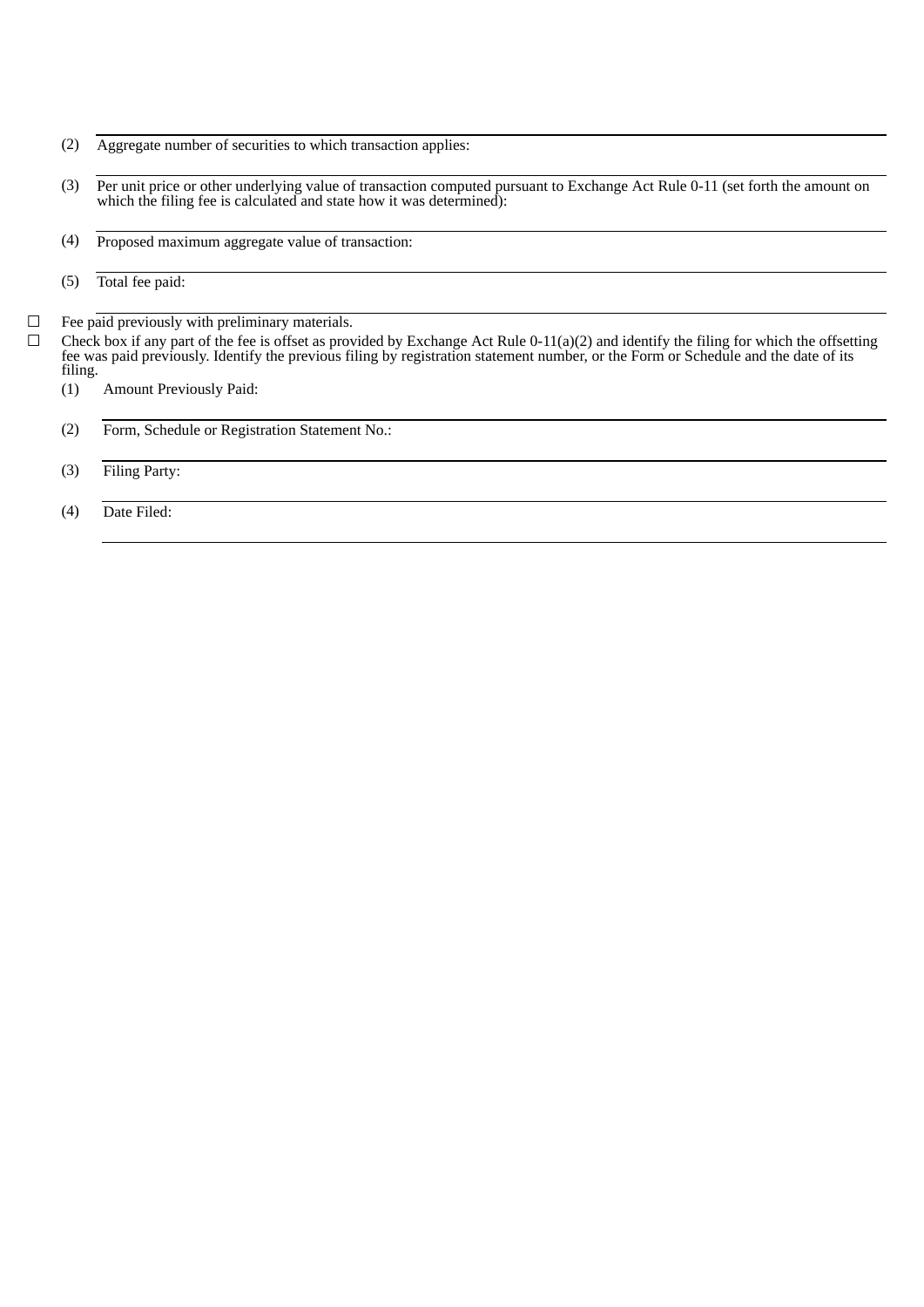(2) Aggregate number of securities to which transaction applies:

(3) Per unit price or other underlying value of transaction computed pursuant to Exchange Act Rule 0-11 (set forth the amount on which the filing fee is calculated and state how it was determined):

(4) Proposed maximum aggregate value of transaction:

(5) Total fee paid:

☐ Fee paid previously with preliminary materials.

☐ Check box if any part of the fee is offset as provided by Exchange Act Rule 0-11(a)(2) and identify the filing for which the offsetting fee was paid previously. Identify the previous filing by registration statement number, or the Form or Schedule and the date of its filing.

(1) Amount Previously Paid:

(2) Form, Schedule or Registration Statement No.:

(3) Filing Party:

(4) Date Filed: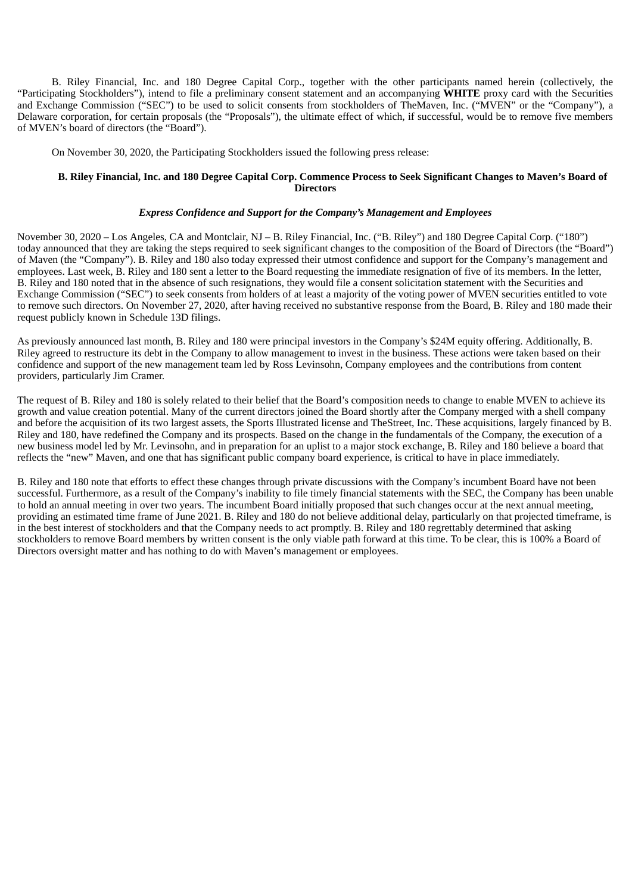B. Riley Financial, Inc. and 180 Degree Capital Corp., together with the other participants named herein (collectively, the "Participating Stockholders"), intend to file a preliminary consent statement and an accompanying **WHITE** proxy card with the Securities and Exchange Commission ("SEC") to be used to solicit consents from stockholders of TheMaven, Inc. ("MVEN" or the "Company"), a Delaware corporation, for certain proposals (the "Proposals"), the ultimate effect of which, if successful, would be to remove five members of MVEN's board of directors (the "Board").

On November 30, 2020, the Participating Stockholders issued the following press release:

**B. Riley Financial, Inc. and 180 Degree Capital Corp. Commence Process to Seek Significant Changes to Maven's Board of Directors**

***Express Confidence and Support for the Company's Management and Employees***

November 30, 2020 – Los Angeles, CA and Montclair, NJ – B. Riley Financial, Inc. ("B. Riley") and 180 Degree Capital Corp. ("180") today announced that they are taking the steps required to seek significant changes to the composition of the Board of Directors (the "Board") of Maven (the "Company"). B. Riley and 180 also today expressed their utmost confidence and support for the Company's management and employees. Last week, B. Riley and 180 sent a letter to the Board requesting the immediate resignation of five of its members. In the letter, B. Riley and 180 noted that in the absence of such resignations, they would file a consent solicitation statement with the Securities and Exchange Commission ("SEC") to seek consents from holders of at least a majority of the voting power of MVEN securities entitled to vote to remove such directors. On November 27, 2020, after having received no substantive response from the Board, B. Riley and 180 made their request publicly known in Schedule 13D filings.

As previously announced last month, B. Riley and 180 were principal investors in the Company's $24M equity offering. Additionally, B. Riley agreed to restructure its debt in the Company to allow management to invest in the business. These actions were taken based on their confidence and support of the new management team led by Ross Levinsohn, Company employees and the contributions from content providers, particularly Jim Cramer.

The request of B. Riley and 180 is solely related to their belief that the Board's composition needs to change to enable MVEN to achieve its growth and value creation potential. Many of the current directors joined the Board shortly after the Company merged with a shell company and before the acquisition of its two largest assets, the Sports Illustrated license and TheStreet, Inc. These acquisitions, largely financed by B. Riley and 180, have redefined the Company and its prospects. Based on the change in the fundamentals of the Company, the execution of a new business model led by Mr. Levinsohn, and in preparation for an uplist to a major stock exchange, B. Riley and 180 believe a board that reflects the "new" Maven, and one that has significant public company board experience, is critical to have in place immediately.

B. Riley and 180 note that efforts to effect these changes through private discussions with the Company's incumbent Board have not been successful. Furthermore, as a result of the Company's inability to file timely financial statements with the SEC, the Company has been unable to hold an annual meeting in over two years. The incumbent Board initially proposed that such changes occur at the next annual meeting, providing an estimated time frame of June 2021. B. Riley and 180 do not believe additional delay, particularly on that projected timeframe, is in the best interest of stockholders and that the Company needs to act promptly. B. Riley and 180 regrettably determined that asking stockholders to remove Board members by written consent is the only viable path forward at this time. To be clear, this is 100% a Board of Directors oversight matter and has nothing to do with Maven's management or employees.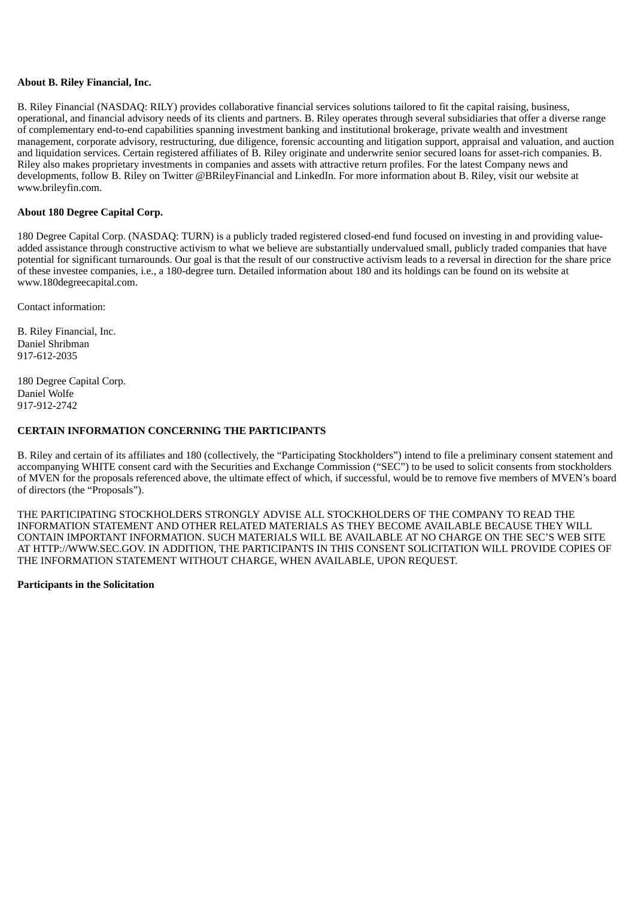**About B. Riley Financial, Inc.**

B. Riley Financial (NASDAQ: RILY) provides collaborative financial services solutions tailored to fit the capital raising, business, operational, and financial advisory needs of its clients and partners. B. Riley operates through several subsidiaries that offer a diverse range of complementary end-to-end capabilities spanning investment banking and institutional brokerage, private wealth and investment management, corporate advisory, restructuring, due diligence, forensic accounting and litigation support, appraisal and valuation, and auction and liquidation services. Certain registered affiliates of B. Riley originate and underwrite senior secured loans for asset-rich companies. B. Riley also makes proprietary investments in companies and assets with attractive return profiles. For the latest Company news and developments, follow B. Riley on Twitter @BRileyFinancial and LinkedIn. For more information about B. Riley, visit our website at www.brileyfin.com.

**About 180 Degree Capital Corp.**

180 Degree Capital Corp. (NASDAQ: TURN) is a publicly traded registered closed-end fund focused on investing in and providing value-added assistance through constructive activism to what we believe are substantially undervalued small, publicly traded companies that have potential for significant turnarounds. Our goal is that the result of our constructive activism leads to a reversal in direction for the share price of these investee companies, i.e., a 180-degree turn. Detailed information about 180 and its holdings can be found on its website at www.180degreecapital.com.

Contact information:

B. Riley Financial, Inc.
Daniel Shribman
917-612-2035

180 Degree Capital Corp.
Daniel Wolfe
917-912-2742

**CERTAIN INFORMATION CONCERNING THE PARTICIPANTS**

B. Riley and certain of its affiliates and 180 (collectively, the "Participating Stockholders") intend to file a preliminary consent statement and accompanying WHITE consent card with the Securities and Exchange Commission ("SEC") to be used to solicit consents from stockholders of MVEN for the proposals referenced above, the ultimate effect of which, if successful, would be to remove five members of MVEN's board of directors (the "Proposals").

THE PARTICIPATING STOCKHOLDERS STRONGLY ADVISE ALL STOCKHOLDERS OF THE COMPANY TO READ THE INFORMATION STATEMENT AND OTHER RELATED MATERIALS AS THEY BECOME AVAILABLE BECAUSE THEY WILL CONTAIN IMPORTANT INFORMATION. SUCH MATERIALS WILL BE AVAILABLE AT NO CHARGE ON THE SEC'S WEB SITE AT HTTP://WWW.SEC.GOV. IN ADDITION, THE PARTICIPANTS IN THIS CONSENT SOLICITATION WILL PROVIDE COPIES OF THE INFORMATION STATEMENT WITHOUT CHARGE, WHEN AVAILABLE, UPON REQUEST.

**Participants in the Solicitation**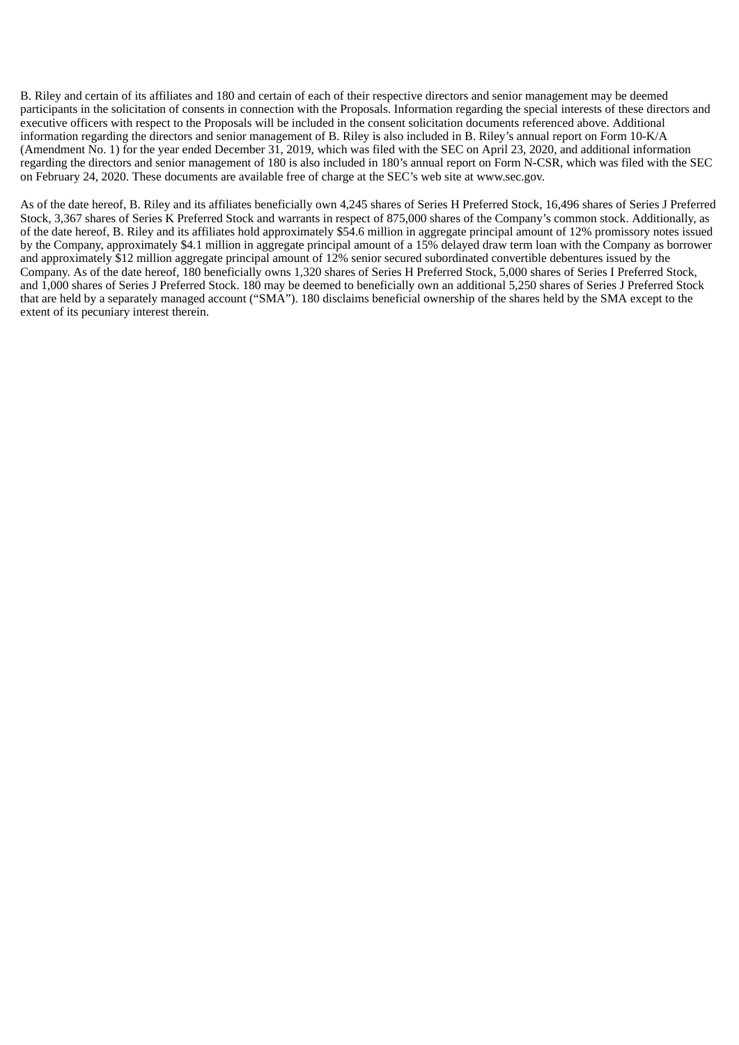B. Riley and certain of its affiliates and 180 and certain of each of their respective directors and senior management may be deemed participants in the solicitation of consents in connection with the Proposals. Information regarding the special interests of these directors and executive officers with respect to the Proposals will be included in the consent solicitation documents referenced above. Additional information regarding the directors and senior management of B. Riley is also included in B. Riley's annual report on Form 10-K/A (Amendment No. 1) for the year ended December 31, 2019, which was filed with the SEC on April 23, 2020, and additional information regarding the directors and senior management of 180 is also included in 180's annual report on Form N-CSR, which was filed with the SEC on February 24, 2020. These documents are available free of charge at the SEC's web site at www.sec.gov.

As of the date hereof, B. Riley and its affiliates beneficially own 4,245 shares of Series H Preferred Stock, 16,496 shares of Series J Preferred Stock, 3,367 shares of Series K Preferred Stock and warrants in respect of 875,000 shares of the Company's common stock. Additionally, as of the date hereof, B. Riley and its affiliates hold approximately $54.6 million in aggregate principal amount of 12% promissory notes issued by the Company, approximately $4.1 million in aggregate principal amount of a 15% delayed draw term loan with the Company as borrower and approximately $12 million aggregate principal amount of 12% senior secured subordinated convertible debentures issued by the Company. As of the date hereof, 180 beneficially owns 1,320 shares of Series H Preferred Stock, 5,000 shares of Series I Preferred Stock, and 1,000 shares of Series J Preferred Stock. 180 may be deemed to beneficially own an additional 5,250 shares of Series J Preferred Stock that are held by a separately managed account ("SMA"). 180 disclaims beneficial ownership of the shares held by the SMA except to the extent of its pecuniary interest therein.